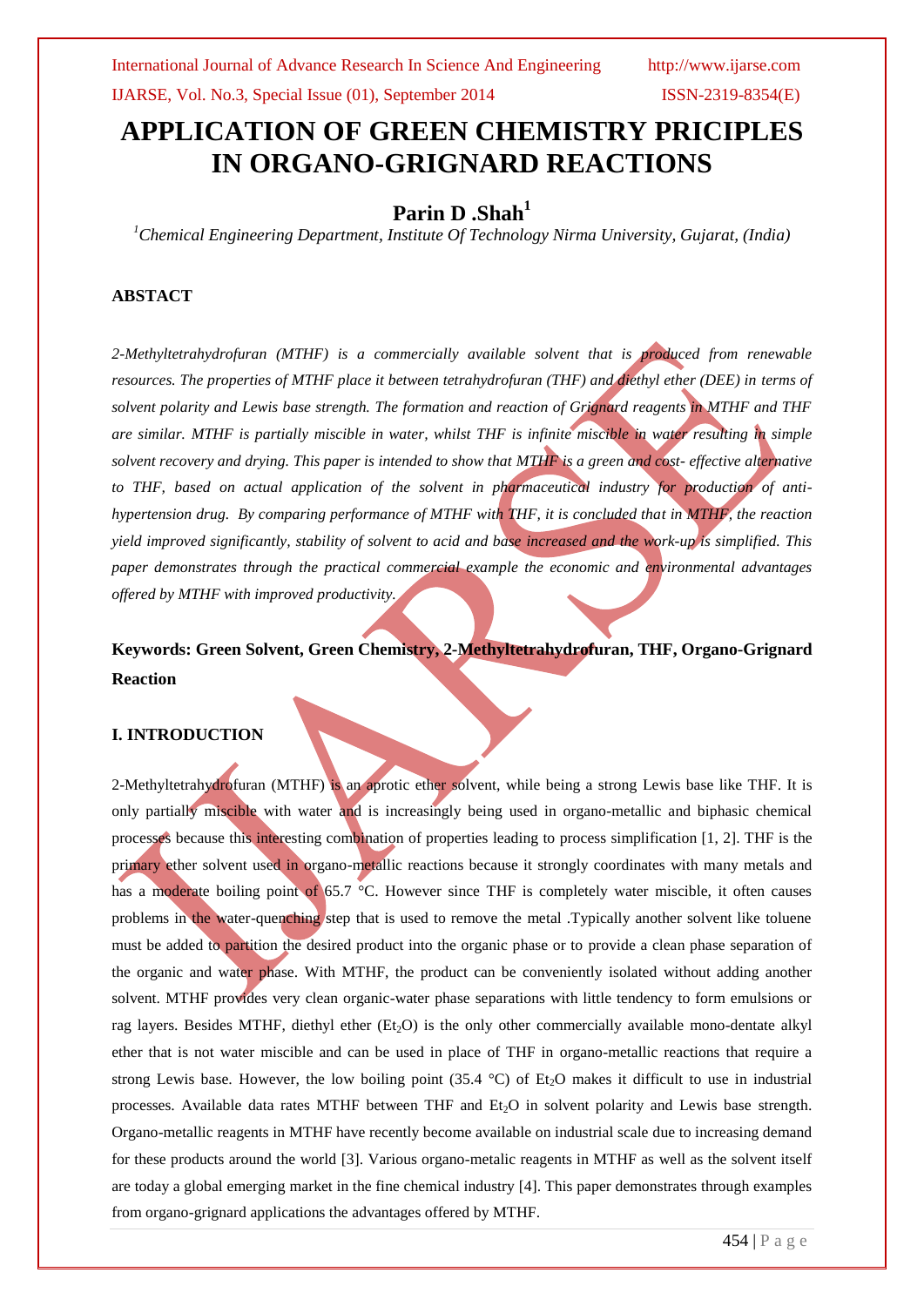# APPLICATION OF GREEN CHEMISTRY PRICIPLES IN ORGANO-GRIGNARD REACTIONS

## Parin D .Shah[1]

*[1]Chemical Engineering Department, Institute Of Technology Nirma University, Gujarat, (India)*

### ABSTACT

*2-Methyltetrahydrofuran (MTHF) is a commercially available solvent that is produced from renewable resources. The properties of MTHF place it between tetrahydrofuran (THF) and diethyl ether (DEE) in terms of solvent polarity and Lewis base strength. The formation and reaction of Grignard reagents in MTHF and THF are similar. MTHF is partially miscible in water, whilst THF is infinite miscible in water resulting in simple solvent recovery and drying. This paper is intended to show that MTHF is a green and cost- effective alternative to THF, based on actual application of the solvent in pharmaceutical industry for production of anti-hypertension drug. By comparing performance of MTHF with THF, it is concluded that in MTHF, the reaction yield improved significantly, stability of solvent to acid and base increased and the work-up is simplified. This paper demonstrates through the practical commercial example the economic and environmental advantages offered by MTHF with improved productivity.*

**Keywords: Green Solvent, Green Chemistry, 2-Methyltetrahydrofuran, THF, Organo-Grignard Reaction**

### I. INTRODUCTION

2-Methyltetrahydrofuran (MTHF) is an aprotic ether solvent, while being a strong Lewis base like THF. It is only partially miscible with water and is increasingly being used in organo-metallic and biphasic chemical processes because this interesting combination of properties leading to process simplification [1, 2]. THF is the primary ether solvent used in organo-metallic reactions because it strongly coordinates with many metals and has a moderate boiling point of 65.7 °C. However since THF is completely water miscible, it often causes problems in the water-quenching step that is used to remove the metal .Typically another solvent like toluene must be added to partition the desired product into the organic phase or to provide a clean phase separation of the organic and water phase. With MTHF, the product can be conveniently isolated without adding another solvent. MTHF provides very clean organic-water phase separations with little tendency to form emulsions or rag layers. Besides MTHF, diethyl ether ($Et_2O$) is the only other commercially available mono-dentate alkyl ether that is not water miscible and can be used in place of THF in organo-metallic reactions that require a strong Lewis base. However, the low boiling point (35.4 °C) of $Et_2O$ makes it difficult to use in industrial processes. Available data rates MTHF between THF and $Et_2O$ in solvent polarity and Lewis base strength. Organo-metallic reagents in MTHF have recently become available on industrial scale due to increasing demand for these products around the world [3]. Various organo-metalic reagents in MTHF as well as the solvent itself are today a global emerging market in the fine chemical industry [4]. This paper demonstrates through examples from organo-grignard applications the advantages offered by MTHF.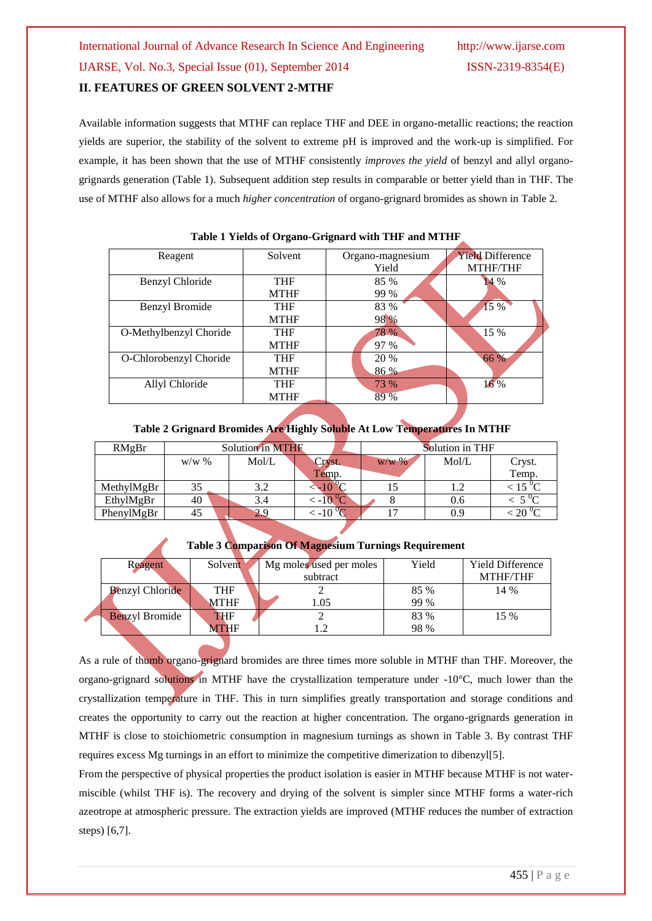## II. FEATURES OF GREEN SOLVENT 2-MTHF

Available information suggests that MTHF can replace THF and DEE in organo-metallic reactions; the reaction yields are superior, the stability of the solvent to extreme pH is improved and the work-up is simplified. For example, it has been shown that the use of MTHF consistently *improves the yield* of benzyl and allyl organo-grignards generation (Table 1). Subsequent addition step results in comparable or better yield than in THF. The use of MTHF also allows for a much *higher concentration* of organo-grignard bromides as shown in Table 2.

**Table 1 Yields of Organo-Grignard with THF and MTHF**

| Reagent | Solvent | Organo-magnesium Yield | Yield Difference MTHF/THF |
|---|---|---|---|
| Benzyl Chloride | THF<br>MTHF | 85 %<br>99 % | 14 % |
| Benzyl Bromide | THF<br>MTHF | 83 %<br>98 % | 15 % |
| O-Methylbenzyl Choride | THF<br>MTHF | 78 %<br>97 % | 15 % |
| O-Chlorobenzyl Choride | THF<br>MTHF | 20 %<br>86 % | 66 % |
| Allyl Chloride | THF<br>MTHF | 73 %<br>89 % | 16 % |

**Table 2 Grignard Bromides Are Highly Soluble At Low Temperatures In MTHF**

| RMgBr | Solution in MTHF | | | Solution in THF | | |
|---|---|---|---|---|---|---|
| | w/w % | Mol/L | Cryst. Temp. | w/w % | Mol/L | Cryst. Temp. |
| MethylMgBr | 35 | 3.2 | < -10 $^0$C | 15 | 1.2 | < 15 $^0$C |
| EthylMgBr | 40 | 3.4 | < -10 $^0$C | 8 | 0.6 | < 5 $^0$C |
| PhenylMgBr | 45 | 2.9 | < -10 $^0$C | 17 | 0.9 | < 20 $^0$C |

**Table 3 Comparison Of Magnesium Turnings Requirement**

| Reagent | Solvent | Mg moles used per moles subtract | Yield | Yield Difference MTHF/THF |
|---|---|---|---|---|
| Benzyl Chloride | THF<br>MTHF | 2<br>1.05 | 85 %<br>99 % | 14 % |
| Benzyl Bromide | THF<br>MTHF | 2<br>1.2 | 83 %<br>98 % | 15 % |

As a rule of thumb organo-grignard bromides are three times more soluble in MTHF than THF. Moreover, the organo-grignard solutions in MTHF have the crystallization temperature under -10°C, much lower than the crystallization temperature in THF. This in turn simplifies greatly transportation and storage conditions and creates the opportunity to carry out the reaction at higher concentration. The organo-grignards generation in MTHF is close to stoichiometric consumption in magnesium turnings as shown in Table 3. By contrast THF requires excess Mg turnings in an effort to minimize the competitive dimerization to dibenzyl[5].

From the perspective of physical properties the product isolation is easier in MTHF because MTHF is not water-miscible (whilst THF is). The recovery and drying of the solvent is simpler since MTHF forms a water-rich azeotrope at atmospheric pressure. The extraction yields are improved (MTHF reduces the number of extraction steps) [6,7].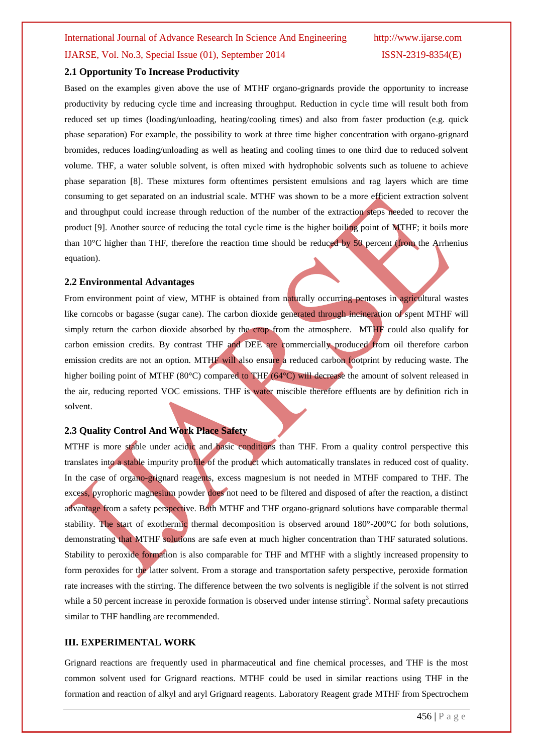### 2.1 Opportunity To Increase Productivity

Based on the examples given above the use of MTHF organo-grignards provide the opportunity to increase productivity by reducing cycle time and increasing throughput. Reduction in cycle time will result both from reduced set up times (loading/unloading, heating/cooling times) and also from faster production (e.g. quick phase separation) For example, the possibility to work at three time higher concentration with organo-grignard bromides, reduces loading/unloading as well as heating and cooling times to one third due to reduced solvent volume. THF, a water soluble solvent, is often mixed with hydrophobic solvents such as toluene to achieve phase separation [8]. These mixtures form oftentimes persistent emulsions and rag layers which are time consuming to get separated on an industrial scale. MTHF was shown to be a more efficient extraction solvent and throughput could increase through reduction of the number of the extraction steps needed to recover the product [9]. Another source of reducing the total cycle time is the higher boiling point of MTHF; it boils more than 10°C higher than THF, therefore the reaction time should be reduced by 50 percent (from the Arrhenius equation).

### 2.2 Environmental Advantages

From environment point of view, MTHF is obtained from naturally occurring pentoses in agricultural wastes like corncobs or bagasse (sugar cane). The carbon dioxide generated through incineration of spent MTHF will simply return the carbon dioxide absorbed by the crop from the atmosphere. MTHF could also qualify for carbon emission credits. By contrast THF and DEE are commercially produced from oil therefore carbon emission credits are not an option. MTHF will also ensure a reduced carbon footprint by reducing waste. The higher boiling point of MTHF (80°C) compared to THF (64°C) will decrease the amount of solvent released in the air, reducing reported VOC emissions. THF is water miscible therefore effluents are by definition rich in solvent.

### 2.3 Quality Control And Work Place Safety

MTHF is more stable under acidic and basic conditions than THF. From a quality control perspective this translates into a stable impurity profile of the product which automatically translates in reduced cost of quality. In the case of organo-grignard reagents, excess magnesium is not needed in MTHF compared to THF. The excess, pyrophoric magnesium powder does not need to be filtered and disposed of after the reaction, a distinct advantage from a safety perspective. Both MTHF and THF organo-grignard solutions have comparable thermal stability. The start of exothermic thermal decomposition is observed around 180°-200°C for both solutions, demonstrating that MTHF solutions are safe even at much higher concentration than THF saturated solutions. Stability to peroxide formation is also comparable for THF and MTHF with a slightly increased propensity to form peroxides for the latter solvent. From a storage and transportation safety perspective, peroxide formation rate increases with the stirring. The difference between the two solvents is negligible if the solvent is not stirred while a 50 percent increase in peroxide formation is observed under intense stirring[3]. Normal safety precautions similar to THF handling are recommended.

## III. EXPERIMENTAL WORK

Grignard reactions are frequently used in pharmaceutical and fine chemical processes, and THF is the most common solvent used for Grignard reactions. MTHF could be used in similar reactions using THF in the formation and reaction of alkyl and aryl Grignard reagents. Laboratory Reagent grade MTHF from Spectrochem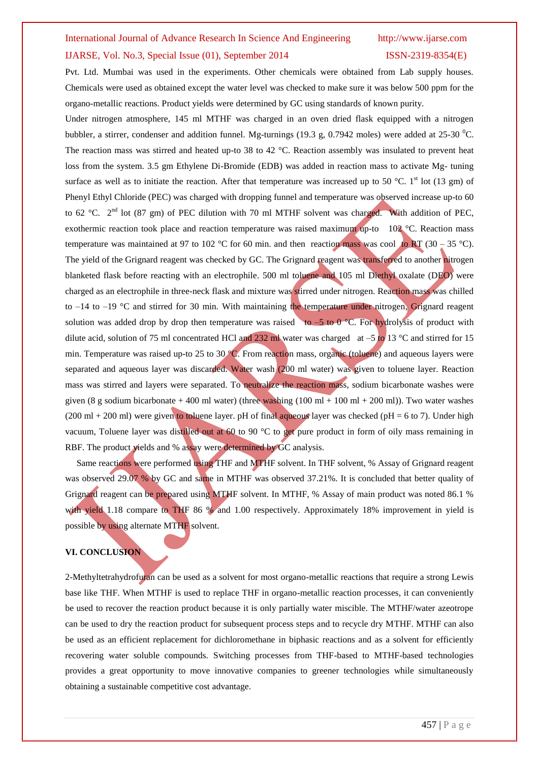Pvt. Ltd. Mumbai was used in the experiments. Other chemicals were obtained from Lab supply houses. Chemicals were used as obtained except the water level was checked to make sure it was below 500 ppm for the organo-metallic reactions. Product yields were determined by GC using standards of known purity.

Under nitrogen atmosphere, 145 ml MTHF was charged in an oven dried flask equipped with a nitrogen bubbler, a stirrer, condenser and addition funnel. Mg-turnings (19.3 g, 0.7942 moles) were added at 25-30 $^0$C. The reaction mass was stirred and heated up-to 38 to 42 °C. Reaction assembly was insulated to prevent heat loss from the system. 3.5 gm Ethylene Di-Bromide (EDB) was added in reaction mass to activate Mg- tuning surface as well as to initiate the reaction. After that temperature was increased up to 50 °C. 1$^{st}$ lot (13 gm) of Phenyl Ethyl Chloride (PEC) was charged with dropping funnel and temperature was observed increase up-to 60 to 62 °C. 2$^{nd}$ lot (87 gm) of PEC dilution with 70 ml MTHF solvent was charged. With addition of PEC, exothermic reaction took place and reaction temperature was raised maximum up-to 102 °C. Reaction mass temperature was maintained at 97 to 102 °C for 60 min. and then reaction mass was cool to RT (30 – 35 °C). The yield of the Grignard reagent was checked by GC. The Grignard reagent was transferred to another nitrogen blanketed flask before reacting with an electrophile. 500 ml toluene and 105 ml Diethyl oxalate (DEO) were charged as an electrophile in three-neck flask and mixture was stirred under nitrogen. Reaction mass was chilled to –14 to –19 °C and stirred for 30 min. With maintaining the temperature under nitrogen, Grignard reagent solution was added drop by drop then temperature was raised to –5 to 0 °C. For hydrolysis of product with dilute acid, solution of 75 ml concentrated HCl and 232 ml water was charged at –5 to 13 °C and stirred for 15 min. Temperature was raised up-to 25 to 30 °C. From reaction mass, organic (toluene) and aqueous layers were separated and aqueous layer was discarded. Water wash (200 ml water) was given to toluene layer. Reaction mass was stirred and layers were separated. To neutralize the reaction mass, sodium bicarbonate washes were given (8 g sodium bicarbonate + 400 ml water) (three washing (100 ml + 100 ml + 200 ml)). Two water washes (200 ml + 200 ml) were given to toluene layer. pH of final aqueous layer was checked (pH = 6 to 7). Under high vacuum, Toluene layer was distilled out at 60 to 90 °C to get pure product in form of oily mass remaining in RBF. The product yields and % assay were determined by GC analysis.

Same reactions were performed using THF and MTHF solvent. In THF solvent, % Assay of Grignard reagent was observed 29.07 % by GC and same in MTHF was observed 37.21%. It is concluded that better quality of Grignard reagent can be prepared using MTHF solvent. In MTHF, % Assay of main product was noted 86.1 % with yield 1.18 compare to THF 86 % and 1.00 respectively. Approximately 18% improvement in yield is possible by using alternate MTHF solvent.

## VI. CONCLUSION

2-Methyltetrahydrofuran can be used as a solvent for most organo-metallic reactions that require a strong Lewis base like THF. When MTHF is used to replace THF in organo-metallic reaction processes, it can conveniently be used to recover the reaction product because it is only partially water miscible. The MTHF/water azeotrope can be used to dry the reaction product for subsequent process steps and to recycle dry MTHF. MTHF can also be used as an efficient replacement for dichloromethane in biphasic reactions and as a solvent for efficiently recovering water soluble compounds. Switching processes from THF-based to MTHF-based technologies provides a great opportunity to move innovative companies to greener technologies while simultaneously obtaining a sustainable competitive cost advantage.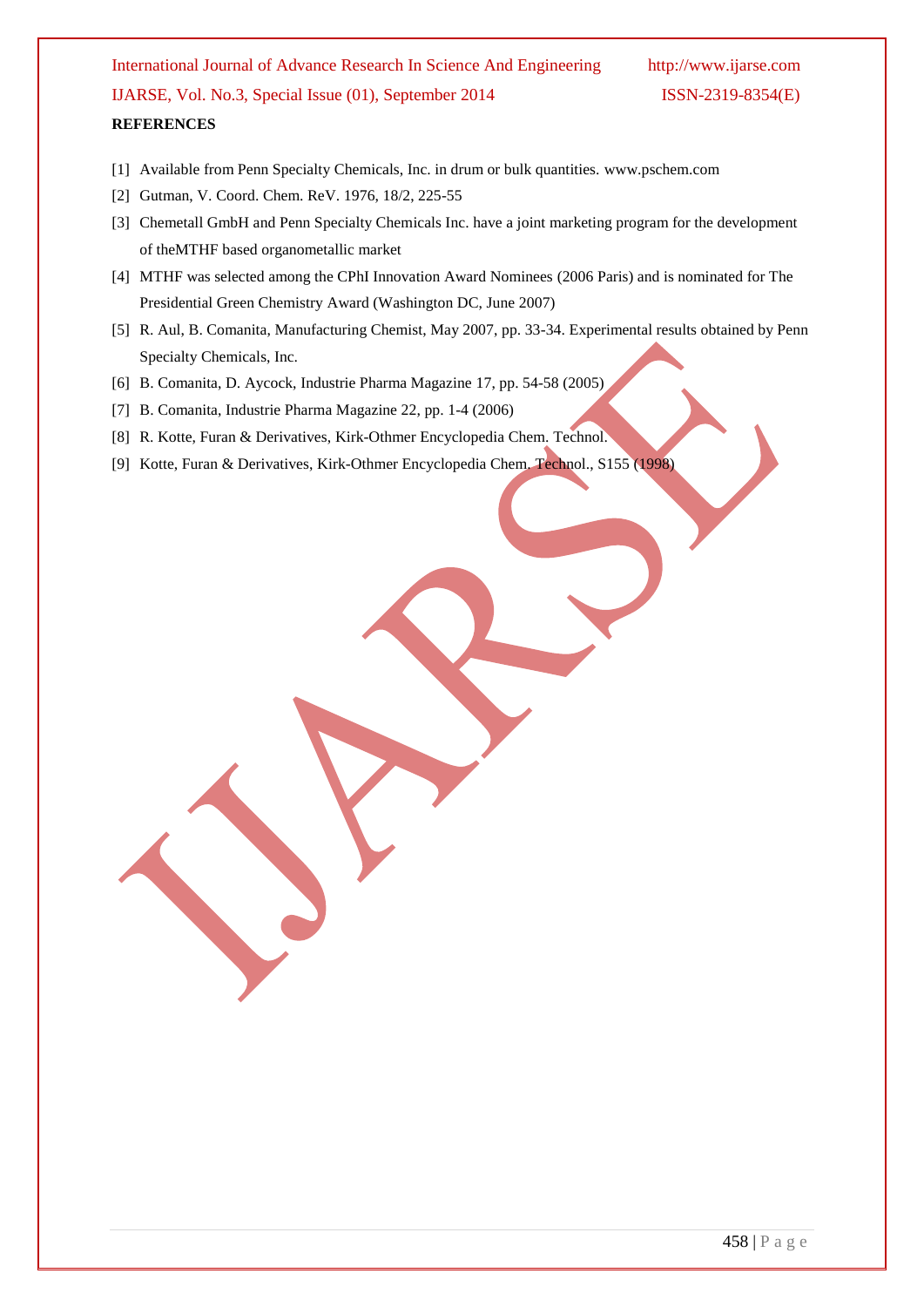**REFERENCES**

[1] Available from Penn Specialty Chemicals, Inc. in drum or bulk quantities. www.pschem.com

[2] Gutman, V. Coord. Chem. ReV. 1976, 18/2, 225-55

[3] Chemetall GmbH and Penn Specialty Chemicals Inc. have a joint marketing program for the development of theMTHF based organometallic market

[4] MTHF was selected among the CPhI Innovation Award Nominees (2006 Paris) and is nominated for The Presidential Green Chemistry Award (Washington DC, June 2007)

[5] R. Aul, B. Comanita, Manufacturing Chemist, May 2007, pp. 33-34. Experimental results obtained by Penn Specialty Chemicals, Inc.

[6] B. Comanita, D. Aycock, Industrie Pharma Magazine 17, pp. 54-58 (2005)

[7] B. Comanita, Industrie Pharma Magazine 22, pp. 1-4 (2006)

[8] R. Kotte, Furan & Derivatives, Kirk-Othmer Encyclopedia Chem. Technol.

[9] Kotte, Furan & Derivatives, Kirk-Othmer Encyclopedia Chem. Technol., S155 (1998)